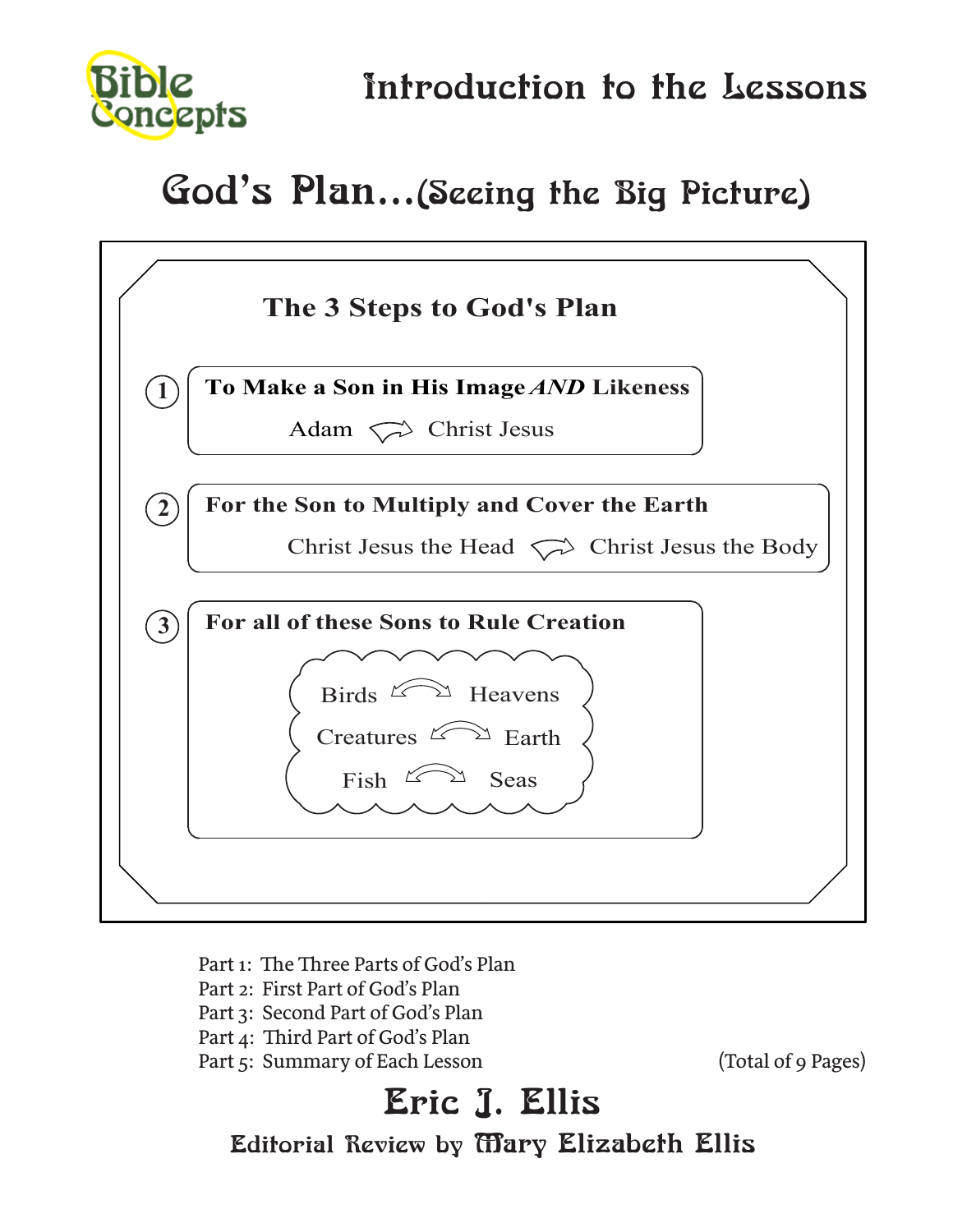Bible Concepts

# Introduction to the Lessons

## God's Plan...(Seeing the Big Picture)

### The 3 Steps to God's Plan

1. **To Make a Son in His Image *AND* Likeness**

   Adam → Christ Jesus

2. **For the Son to Multiply and Cover the Earth**

   Christ Jesus the Head → Christ Jesus the Body

3. **For all of these Sons to Rule Creation**

   Birds ↔ Heavens

   Creatures ↔ Earth

   Fish ↔ Seas

Part 1: The Three Parts of God's Plan
Part 2: First Part of God's Plan
Part 3: Second Part of God's Plan
Part 4: Third Part of God's Plan
Part 5: Summary of Each Lesson

(Total of 9 Pages)

## Eric J. Ellis

### Editorial Review by Mary Elizabeth Ellis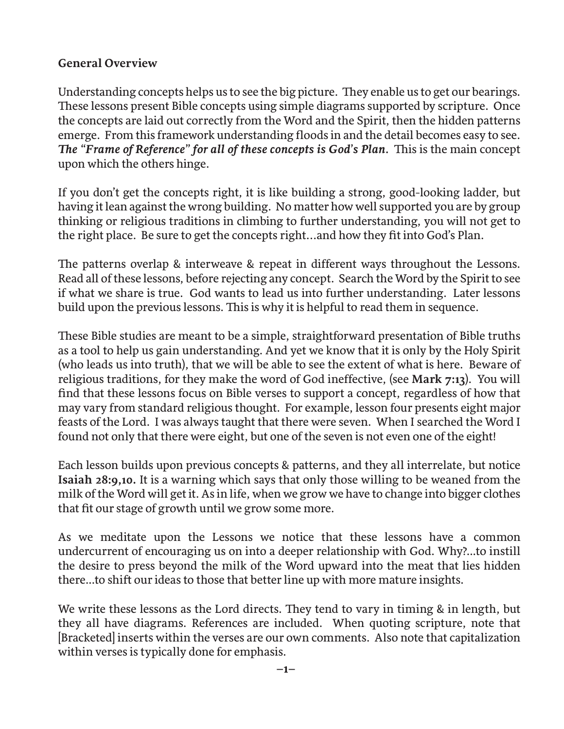**General Overview**

Understanding concepts helps us to see the big picture. They enable us to get our bearings. These lessons present Bible concepts using simple diagrams supported by scripture. Once the concepts are laid out correctly from the Word and the Spirit, then the hidden patterns emerge. From this framework understanding floods in and the detail becomes easy to see. ***The "Frame of Reference" for all of these concepts is God's Plan.*** This is the main concept upon which the others hinge.

If you don't get the concepts right, it is like building a strong, good-looking ladder, but having it lean against the wrong building. No matter how well supported you are by group thinking or religious traditions in climbing to further understanding, you will not get to the right place. Be sure to get the concepts right…and how they fit into God's Plan.

The patterns overlap & interweave & repeat in different ways throughout the Lessons. Read all of these lessons, before rejecting any concept. Search the Word by the Spirit to see if what we share is true. God wants to lead us into further understanding. Later lessons build upon the previous lessons. This is why it is helpful to read them in sequence.

These Bible studies are meant to be a simple, straightforward presentation of Bible truths as a tool to help us gain understanding. And yet we know that it is only by the Holy Spirit (who leads us into truth), that we will be able to see the extent of what is here. Beware of religious traditions, for they make the word of God ineffective, (see **Mark 7:13**). You will find that these lessons focus on Bible verses to support a concept, regardless of how that may vary from standard religious thought. For example, lesson four presents eight major feasts of the Lord. I was always taught that there were seven. When I searched the Word I found not only that there were eight, but one of the seven is not even one of the eight!

Each lesson builds upon previous concepts & patterns, and they all interrelate, but notice **Isaiah 28:9,10.** It is a warning which says that only those willing to be weaned from the milk of the Word will get it. As in life, when we grow we have to change into bigger clothes that fit our stage of growth until we grow some more.

As we meditate upon the Lessons we notice that these lessons have a common undercurrent of encouraging us on into a deeper relationship with God. Why?…to instill the desire to press beyond the milk of the Word upward into the meat that lies hidden there…to shift our ideas to those that better line up with more mature insights.

We write these lessons as the Lord directs. They tend to vary in timing & in length, but they all have diagrams. References are included. When quoting scripture, note that [Bracketed] inserts within the verses are our own comments. Also note that capitalization within verses is typically done for emphasis.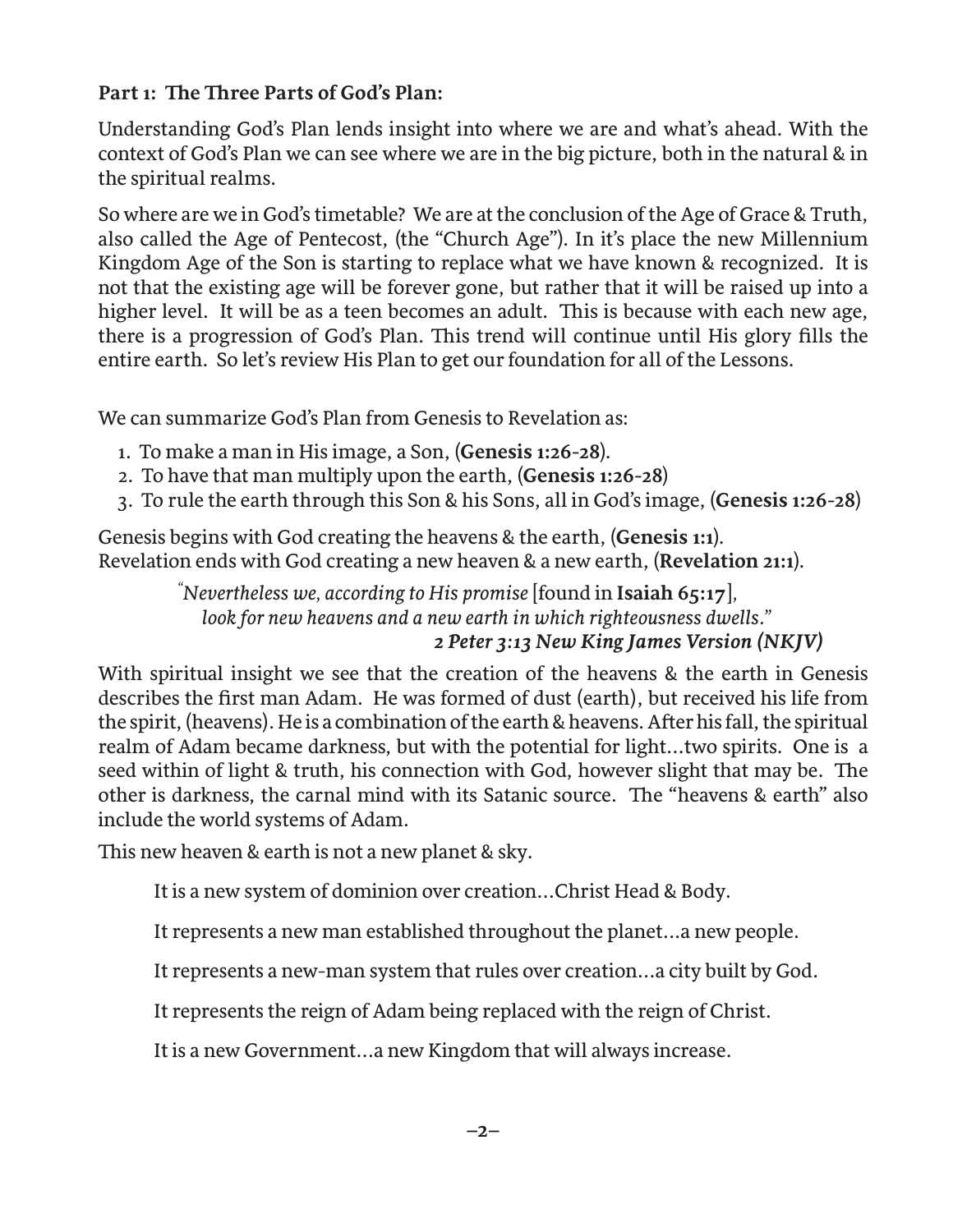**Part 1: The Three Parts of God's Plan:**

Understanding God's Plan lends insight into where we are and what's ahead. With the context of God's Plan we can see where we are in the big picture, both in the natural & in the spiritual realms.

So where are we in God's timetable? We are at the conclusion of the Age of Grace & Truth, also called the Age of Pentecost, (the "Church Age"). In it's place the new Millennium Kingdom Age of the Son is starting to replace what we have known & recognized. It is not that the existing age will be forever gone, but rather that it will be raised up into a higher level. It will be as a teen becomes an adult. This is because with each new age, there is a progression of God's Plan. This trend will continue until His glory fills the entire earth. So let's review His Plan to get our foundation for all of the Lessons.

We can summarize God's Plan from Genesis to Revelation as:

1. To make a man in His image, a Son, (**Genesis 1:26-28**).
2. To have that man multiply upon the earth, (**Genesis 1:26-28**)
3. To rule the earth through this Son & his Sons, all in God's image, (**Genesis 1:26-28**)

Genesis begins with God creating the heavens & the earth, (**Genesis 1:1**).
Revelation ends with God creating a new heaven & a new earth, (**Revelation 21:1**).

> *"Nevertheless we, according to His promise* [found in **Isaiah 65:17**], *look for new heavens and a new earth in which righteousness dwells."*
> ***2 Peter 3:13 New King James Version (NKJV)***

With spiritual insight we see that the creation of the heavens & the earth in Genesis describes the first man Adam. He was formed of dust (earth), but received his life from the spirit, (heavens). He is a combination of the earth & heavens. After his fall, the spiritual realm of Adam became darkness, but with the potential for light...two spirits. One is a seed within of light & truth, his connection with God, however slight that may be. The other is darkness, the carnal mind with its Satanic source. The "heavens & earth" also include the world systems of Adam.

This new heaven & earth is not a new planet & sky.

It is a new system of dominion over creation...Christ Head & Body.

It represents a new man established throughout the planet...a new people.

It represents a new-man system that rules over creation...a city built by God.

It represents the reign of Adam being replaced with the reign of Christ.

It is a new Government...a new Kingdom that will always increase.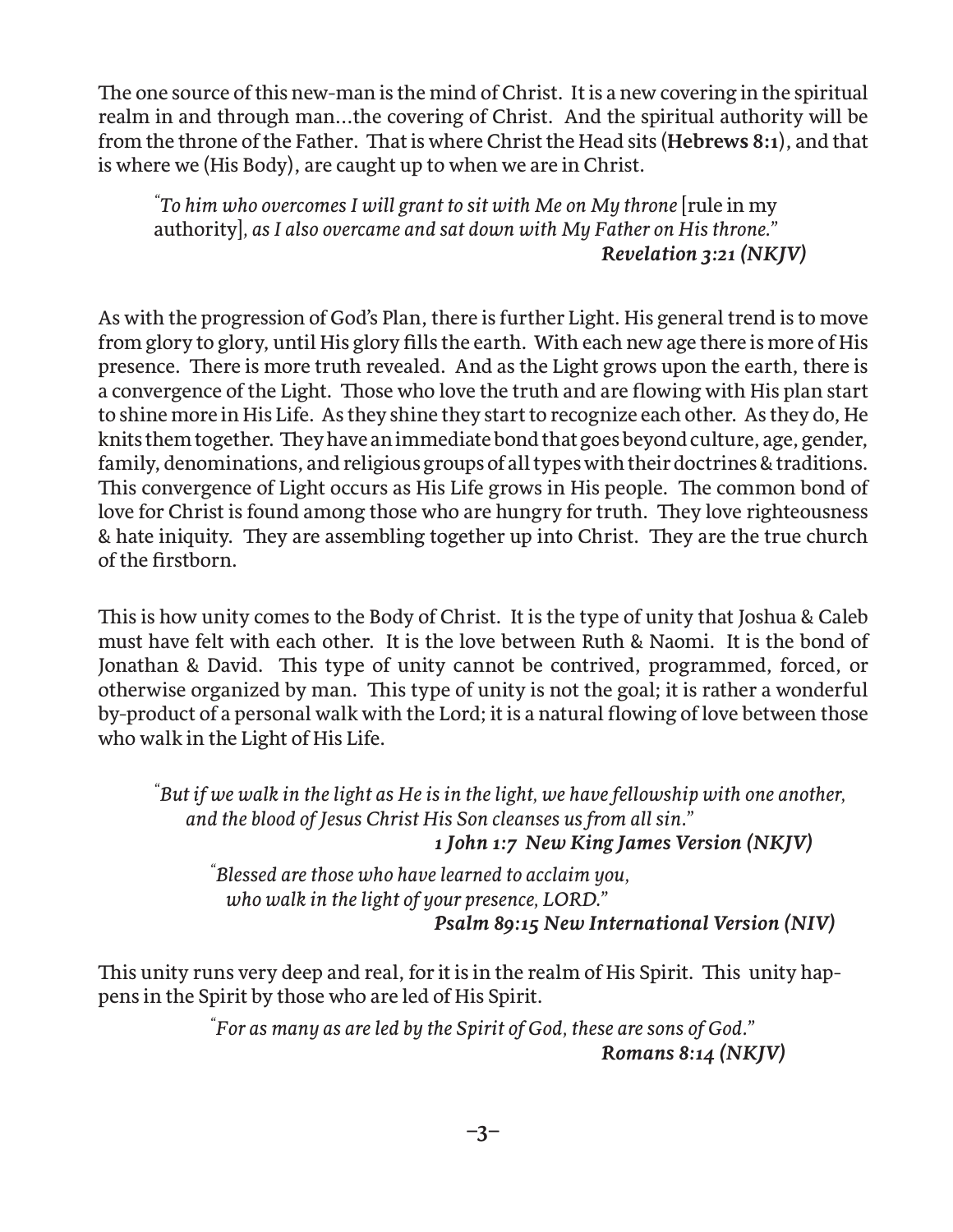The one source of this new-man is the mind of Christ. It is a new covering in the spiritual realm in and through man...the covering of Christ. And the spiritual authority will be from the throne of the Father. That is where Christ the Head sits (**Hebrews 8:1**), and that is where we (His Body), are caught up to when we are in Christ.

> "*To him who overcomes I will grant to sit with Me on My throne* [rule in my authority], *as I also overcame and sat down with My Father on His throne.*"
> ***Revelation 3:21 (NKJV)***

As with the progression of God's Plan, there is further Light. His general trend is to move from glory to glory, until His glory fills the earth. With each new age there is more of His presence. There is more truth revealed. And as the Light grows upon the earth, there is a convergence of the Light. Those who love the truth and are flowing with His plan start to shine more in His Life. As they shine they start to recognize each other. As they do, He knits them together. They have an immediate bond that goes beyond culture, age, gender, family, denominations, and religious groups of all types with their doctrines & traditions. This convergence of Light occurs as His Life grows in His people. The common bond of love for Christ is found among those who are hungry for truth. They love righteousness & hate iniquity. They are assembling together up into Christ. They are the true church of the firstborn.

This is how unity comes to the Body of Christ. It is the type of unity that Joshua & Caleb must have felt with each other. It is the love between Ruth & Naomi. It is the bond of Jonathan & David. This type of unity cannot be contrived, programmed, forced, or otherwise organized by man. This type of unity is not the goal; it is rather a wonderful by-product of a personal walk with the Lord; it is a natural flowing of love between those who walk in the Light of His Life.

> "*But if we walk in the light as He is in the light, we have fellowship with one another, and the blood of Jesus Christ His Son cleanses us from all sin.*"
> ***1 John 1:7 New King James Version (NKJV)***

> "*Blessed are those who have learned to acclaim you, who walk in the light of your presence, LORD.*"
> ***Psalm 89:15 New International Version (NIV)***

This unity runs very deep and real, for it is in the realm of His Spirit. This unity happens in the Spirit by those who are led of His Spirit.

> "*For as many as are led by the Spirit of God, these are sons of God.*"
> ***Romans 8:14 (NKJV)***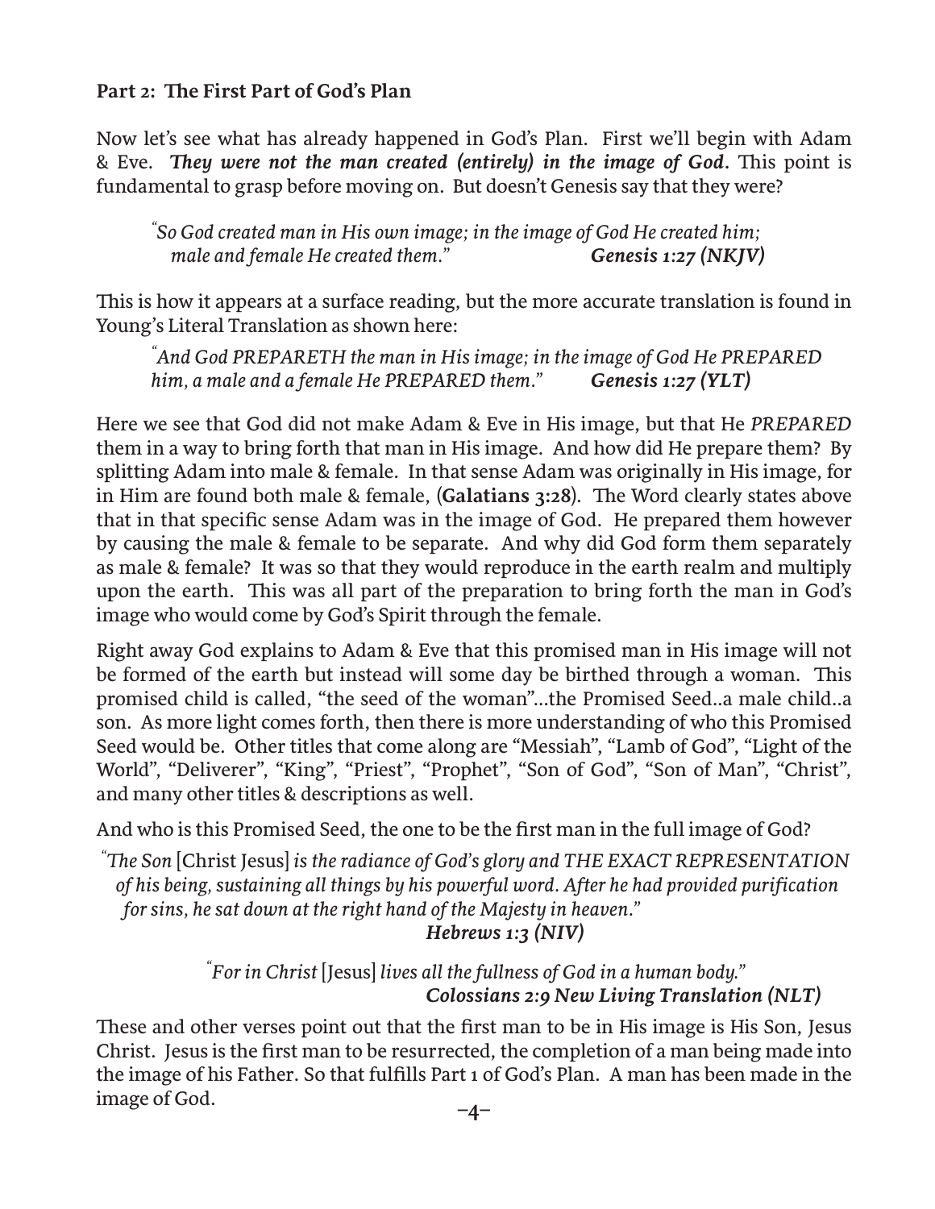**Part 2: The First Part of God's Plan**

Now let's see what has already happened in God's Plan. First we'll begin with Adam & Eve. ***They were not the man created (entirely) in the image of God.*** This point is fundamental to grasp before moving on. But doesn't Genesis say that they were?

> *"So God created man in His own image; in the image of God He created him; male and female He created them."* ***Genesis 1:27 (NKJV)***

This is how it appears at a surface reading, but the more accurate translation is found in Young's Literal Translation as shown here:

> *"And God PREPARETH the man in His image; in the image of God He PREPARED him, a male and a female He PREPARED them."* ***Genesis 1:27 (YLT)***

Here we see that God did not make Adam & Eve in His image, but that He *PREPARED* them in a way to bring forth that man in His image. And how did He prepare them? By splitting Adam into male & female. In that sense Adam was originally in His image, for in Him are found both male & female, (**Galatians 3:28**). The Word clearly states above that in that specific sense Adam was in the image of God. He prepared them however by causing the male & female to be separate. And why did God form them separately as male & female? It was so that they would reproduce in the earth realm and multiply upon the earth. This was all part of the preparation to bring forth the man in God's image who would come by God's Spirit through the female.

Right away God explains to Adam & Eve that this promised man in His image will not be formed of the earth but instead will some day be birthed through a woman. This promised child is called, "the seed of the woman"...the Promised Seed..a male child..a son. As more light comes forth, then there is more understanding of who this Promised Seed would be. Other titles that come along are "Messiah", "Lamb of God", "Light of the World", "Deliverer", "King", "Priest", "Prophet", "Son of God", "Son of Man", "Christ", and many other titles & descriptions as well.

And who is this Promised Seed, the one to be the first man in the full image of God?

> *"The Son* [Christ Jesus] *is the radiance of God's glory and THE EXACT REPRESENTATION of his being, sustaining all things by his powerful word. After he had provided purification for sins, he sat down at the right hand of the Majesty in heaven."*
> ***Hebrews 1:3 (NIV)***

> *"For in Christ* [Jesus] *lives all the fullness of God in a human body."*
> ***Colossians 2:9 New Living Translation (NLT)***

These and other verses point out that the first man to be in His image is His Son, Jesus Christ. Jesus is the first man to be resurrected, the completion of a man being made into the image of his Father. So that fulfills Part 1 of God's Plan. A man has been made in the image of God.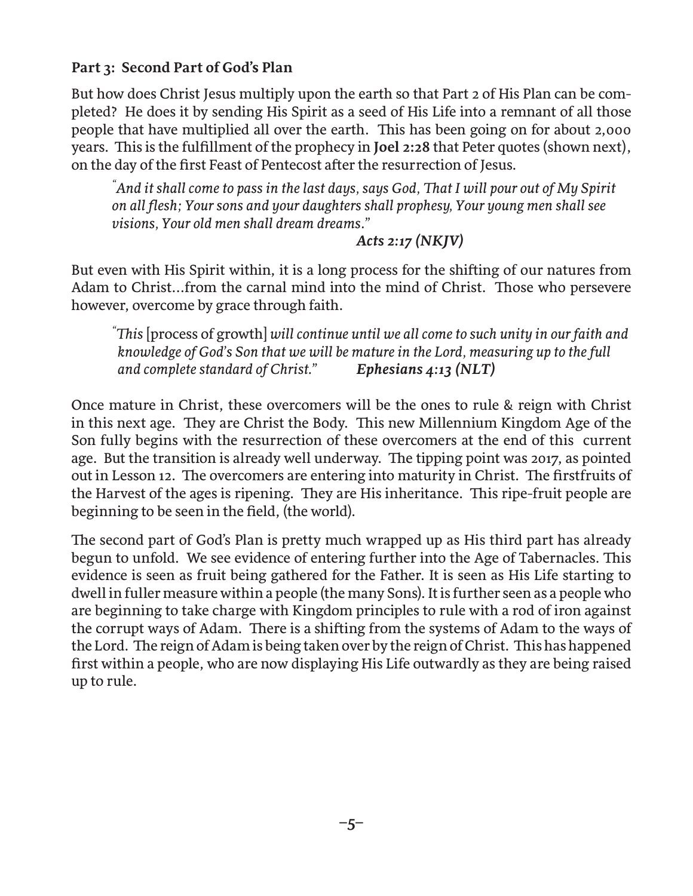**Part 3: Second Part of God's Plan**

But how does Christ Jesus multiply upon the earth so that Part 2 of His Plan can be completed? He does it by sending His Spirit as a seed of His Life into a remnant of all those people that have multiplied all over the earth. This has been going on for about 2,000 years. This is the fulfillment of the prophecy in **Joel 2:28** that Peter quotes (shown next), on the day of the first Feast of Pentecost after the resurrection of Jesus.

> "*And it shall come to pass in the last days, says God, That I will pour out of My Spirit on all flesh; Your sons and your daughters shall prophesy, Your young men shall see visions, Your old men shall dream dreams*."
>
> ***Acts 2:17 (NKJV)***

But even with His Spirit within, it is a long process for the shifting of our natures from Adam to Christ…from the carnal mind into the mind of Christ. Those who persevere however, overcome by grace through faith.

> "*This* [process of growth] *will continue until we all come to such unity in our faith and knowledge of God's Son that we will be mature in the Lord, measuring up to the full and complete standard of Christ.*" ***Ephesians 4:13 (NLT)***

Once mature in Christ, these overcomers will be the ones to rule & reign with Christ in this next age. They are Christ the Body. This new Millennium Kingdom Age of the Son fully begins with the resurrection of these overcomers at the end of this current age. But the transition is already well underway. The tipping point was 2017, as pointed out in Lesson 12. The overcomers are entering into maturity in Christ. The firstfruits of the Harvest of the ages is ripening. They are His inheritance. This ripe-fruit people are beginning to be seen in the field, (the world).

The second part of God's Plan is pretty much wrapped up as His third part has already begun to unfold. We see evidence of entering further into the Age of Tabernacles. This evidence is seen as fruit being gathered for the Father. It is seen as His Life starting to dwell in fuller measure within a people (the many Sons). It is further seen as a people who are beginning to take charge with Kingdom principles to rule with a rod of iron against the corrupt ways of Adam. There is a shifting from the systems of Adam to the ways of the Lord. The reign of Adam is being taken over by the reign of Christ. This has happened first within a people, who are now displaying His Life outwardly as they are being raised up to rule.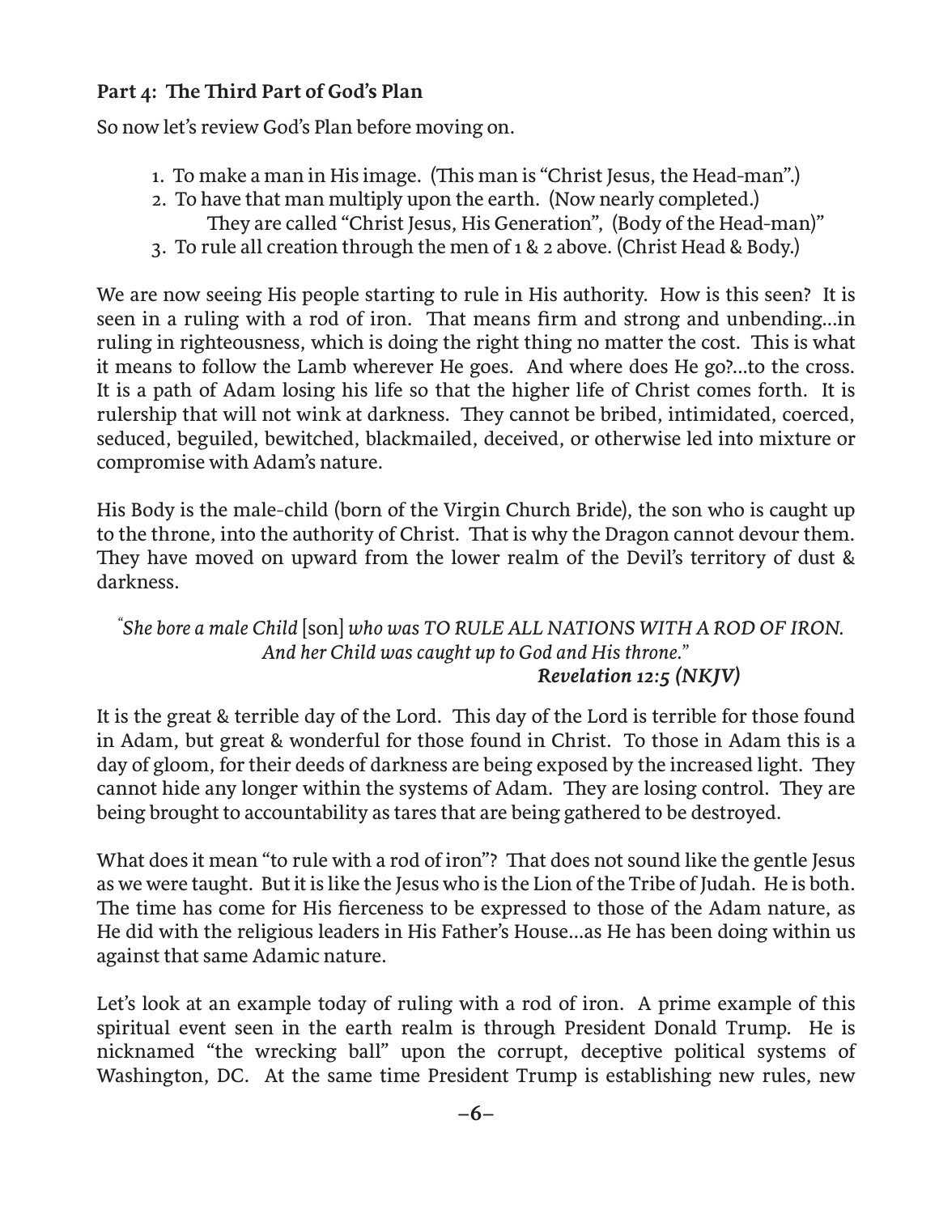**Part 4: The Third Part of God's Plan**

So now let's review God's Plan before moving on.

1. To make a man in His image. (This man is "Christ Jesus, the Head-man".)
2. To have that man multiply upon the earth. (Now nearly completed.)
   They are called "Christ Jesus, His Generation", (Body of the Head-man)"
3. To rule all creation through the men of 1 & 2 above. (Christ Head & Body.)

We are now seeing His people starting to rule in His authority. How is this seen? It is seen in a ruling with a rod of iron. That means firm and strong and unbending…in ruling in righteousness, which is doing the right thing no matter the cost. This is what it means to follow the Lamb wherever He goes. And where does He go?…to the cross. It is a path of Adam losing his life so that the higher life of Christ comes forth. It is rulership that will not wink at darkness. They cannot be bribed, intimidated, coerced, seduced, beguiled, bewitched, blackmailed, deceived, or otherwise led into mixture or compromise with Adam's nature.

His Body is the male-child (born of the Virgin Church Bride), the son who is caught up to the throne, into the authority of Christ. That is why the Dragon cannot devour them. They have moved on upward from the lower realm of the Devil's territory of dust & darkness.

> *"She bore a male Child* [son] *who was TO RULE ALL NATIONS WITH A ROD OF IRON. And her Child was caught up to God and His throne."*
> ***Revelation 12:5 (NKJV)***

It is the great & terrible day of the Lord. This day of the Lord is terrible for those found in Adam, but great & wonderful for those found in Christ. To those in Adam this is a day of gloom, for their deeds of darkness are being exposed by the increased light. They cannot hide any longer within the systems of Adam. They are losing control. They are being brought to accountability as tares that are being gathered to be destroyed.

What does it mean "to rule with a rod of iron"? That does not sound like the gentle Jesus as we were taught. But it is like the Jesus who is the Lion of the Tribe of Judah. He is both. The time has come for His fierceness to be expressed to those of the Adam nature, as He did with the religious leaders in His Father's House…as He has been doing within us against that same Adamic nature.

Let's look at an example today of ruling with a rod of iron. A prime example of this spiritual event seen in the earth realm is through President Donald Trump. He is nicknamed "the wrecking ball" upon the corrupt, deceptive political systems of Washington, DC. At the same time President Trump is establishing new rules, new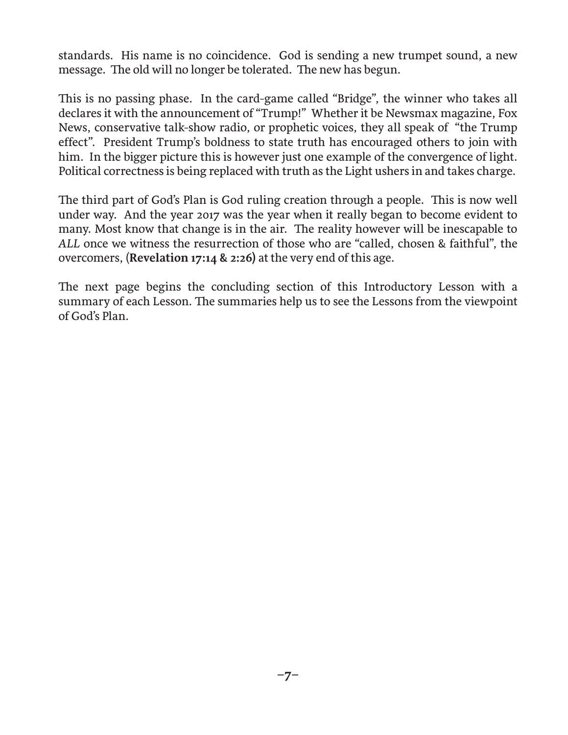standards. His name is no coincidence. God is sending a new trumpet sound, a new message. The old will no longer be tolerated. The new has begun.

This is no passing phase. In the card-game called "Bridge", the winner who takes all declares it with the announcement of "Trump!" Whether it be Newsmax magazine, Fox News, conservative talk-show radio, or prophetic voices, they all speak of "the Trump effect". President Trump's boldness to state truth has encouraged others to join with him. In the bigger picture this is however just one example of the convergence of light. Political correctness is being replaced with truth as the Light ushers in and takes charge.

The third part of God's Plan is God ruling creation through a people. This is now well under way. And the year 2017 was the year when it really began to become evident to many. Most know that change is in the air. The reality however will be inescapable to *ALL* once we witness the resurrection of those who are "called, chosen & faithful", the overcomers, (**Revelation 17:14 & 2:26)** at the very end of this age.

The next page begins the concluding section of this Introductory Lesson with a summary of each Lesson. The summaries help us to see the Lessons from the viewpoint of God's Plan.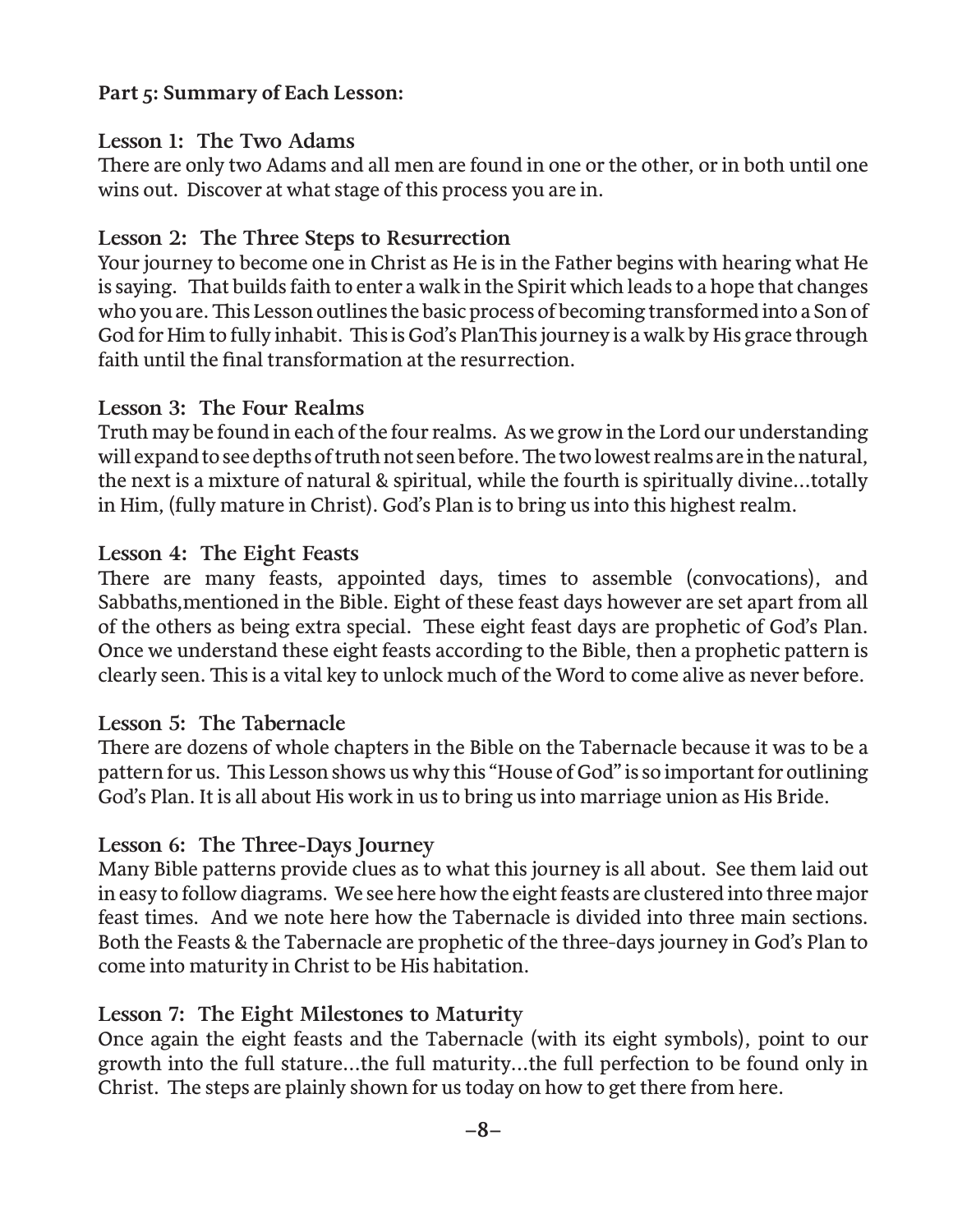**Part 5: Summary of Each Lesson:**

### Lesson 1: The Two Adams

There are only two Adams and all men are found in one or the other, or in both until one wins out. Discover at what stage of this process you are in.

### Lesson 2: The Three Steps to Resurrection

Your journey to become one in Christ as He is in the Father begins with hearing what He is saying. That builds faith to enter a walk in the Spirit which leads to a hope that changes who you are. This Lesson outlines the basic process of becoming transformed into a Son of God for Him to fully inhabit. This is God's PlanThis journey is a walk by His grace through faith until the final transformation at the resurrection.

### Lesson 3: The Four Realms

Truth may be found in each of the four realms. As we grow in the Lord our understanding will expand to see depths of truth not seen before. The two lowest realms are in the natural, the next is a mixture of natural & spiritual, while the fourth is spiritually divine...totally in Him, (fully mature in Christ). God's Plan is to bring us into this highest realm.

### Lesson 4: The Eight Feasts

There are many feasts, appointed days, times to assemble (convocations), and Sabbaths,mentioned in the Bible. Eight of these feast days however are set apart from all of the others as being extra special. These eight feast days are prophetic of God's Plan. Once we understand these eight feasts according to the Bible, then a prophetic pattern is clearly seen. This is a vital key to unlock much of the Word to come alive as never before.

### Lesson 5: The Tabernacle

There are dozens of whole chapters in the Bible on the Tabernacle because it was to be a pattern for us. This Lesson shows us why this "House of God" is so important for outlining God's Plan. It is all about His work in us to bring us into marriage union as His Bride.

### Lesson 6: The Three-Days Journey

Many Bible patterns provide clues as to what this journey is all about. See them laid out in easy to follow diagrams. We see here how the eight feasts are clustered into three major feast times. And we note here how the Tabernacle is divided into three main sections. Both the Feasts & the Tabernacle are prophetic of the three-days journey in God's Plan to come into maturity in Christ to be His habitation.

### Lesson 7: The Eight Milestones to Maturity

Once again the eight feasts and the Tabernacle (with its eight symbols), point to our growth into the full stature...the full maturity...the full perfection to be found only in Christ. The steps are plainly shown for us today on how to get there from here.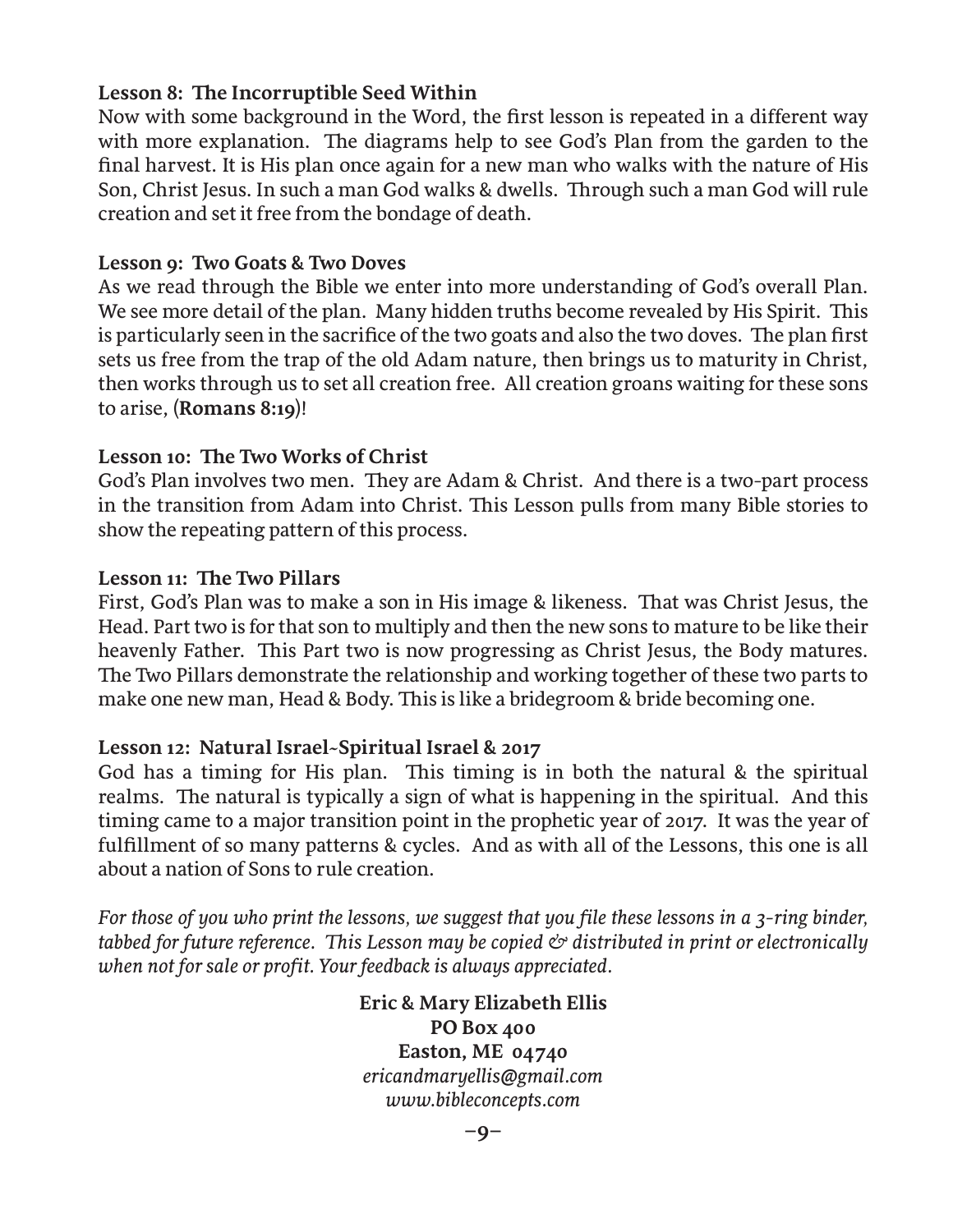**Lesson 8: The Incorruptible Seed Within**

Now with some background in the Word, the first lesson is repeated in a different way with more explanation. The diagrams help to see God's Plan from the garden to the final harvest. It is His plan once again for a new man who walks with the nature of His Son, Christ Jesus. In such a man God walks & dwells. Through such a man God will rule creation and set it free from the bondage of death.

**Lesson 9: Two Goats & Two Doves**

As we read through the Bible we enter into more understanding of God's overall Plan. We see more detail of the plan. Many hidden truths become revealed by His Spirit. This is particularly seen in the sacrifice of the two goats and also the two doves. The plan first sets us free from the trap of the old Adam nature, then brings us to maturity in Christ, then works through us to set all creation free. All creation groans waiting for these sons to arise, (**Romans 8:19**)!

**Lesson 10: The Two Works of Christ**

God's Plan involves two men. They are Adam & Christ. And there is a two-part process in the transition from Adam into Christ. This Lesson pulls from many Bible stories to show the repeating pattern of this process.

**Lesson 11: The Two Pillars**

First, God's Plan was to make a son in His image & likeness. That was Christ Jesus, the Head. Part two is for that son to multiply and then the new sons to mature to be like their heavenly Father. This Part two is now progressing as Christ Jesus, the Body matures. The Two Pillars demonstrate the relationship and working together of these two parts to make one new man, Head & Body. This is like a bridegroom & bride becoming one.

**Lesson 12: Natural Israel~Spiritual Israel & 2017**

God has a timing for His plan. This timing is in both the natural & the spiritual realms. The natural is typically a sign of what is happening in the spiritual. And this timing came to a major transition point in the prophetic year of 2017. It was the year of fulfillment of so many patterns & cycles. And as with all of the Lessons, this one is all about a nation of Sons to rule creation.

*For those of you who print the lessons, we suggest that you file these lessons in a 3-ring binder, tabbed for future reference. This Lesson may be copied & distributed in print or electronically when not for sale or profit. Your feedback is always appreciated.*

**Eric & Mary Elizabeth Ellis**
**PO Box 400**
**Easton, ME 04740**
*ericandmaryellis@gmail.com*
*www.bibleconcepts.com*